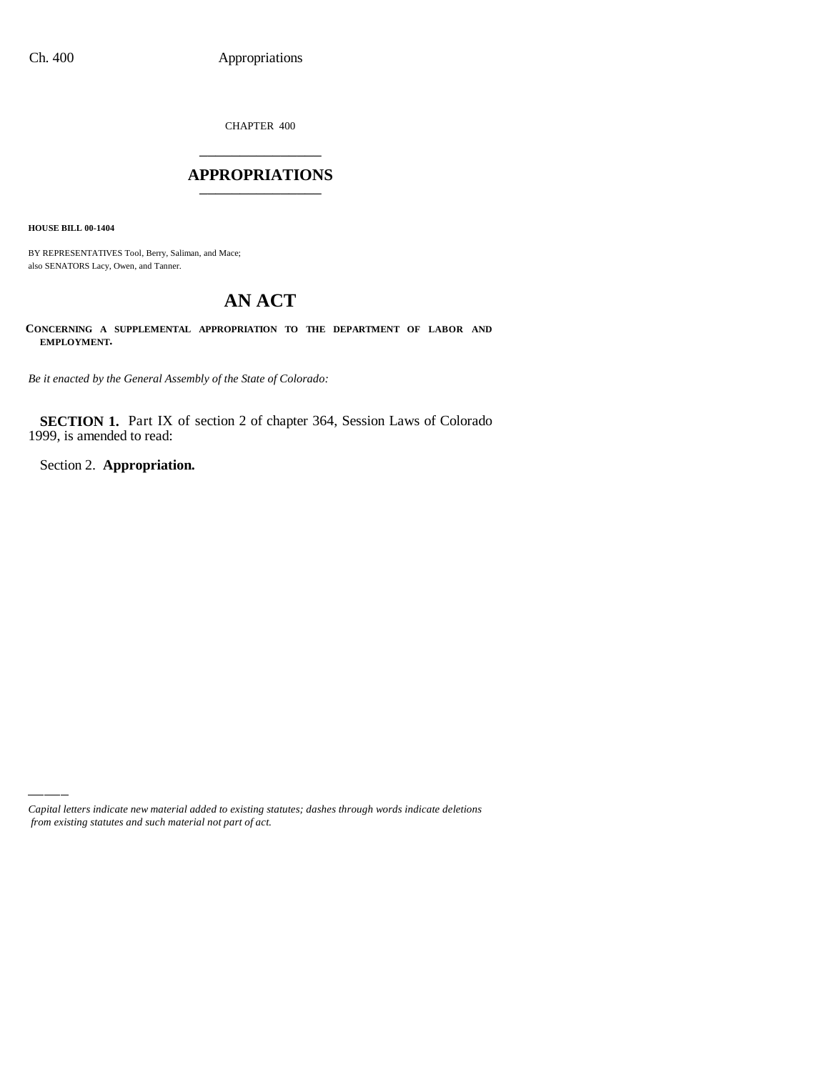CHAPTER 400

# APPROPRIATIONS

**HOUSE BILL 00-1404**

BY REPRESENTATIVES Tool, Berry, Saliman, and Mace;
also SENATORS Lacy, Owen, and Tanner.

# AN ACT

**CONCERNING A SUPPLEMENTAL APPROPRIATION TO THE DEPARTMENT OF LABOR AND EMPLOYMENT.**

*Be it enacted by the General Assembly of the State of Colorado:*

**SECTION 1.** Part IX of section 2 of chapter 364, Session Laws of Colorado 1999, is amended to read:

Section 2. **Appropriation.**

*Capital letters indicate new material added to existing statutes; dashes through words indicate deletions from existing statutes and such material not part of act.*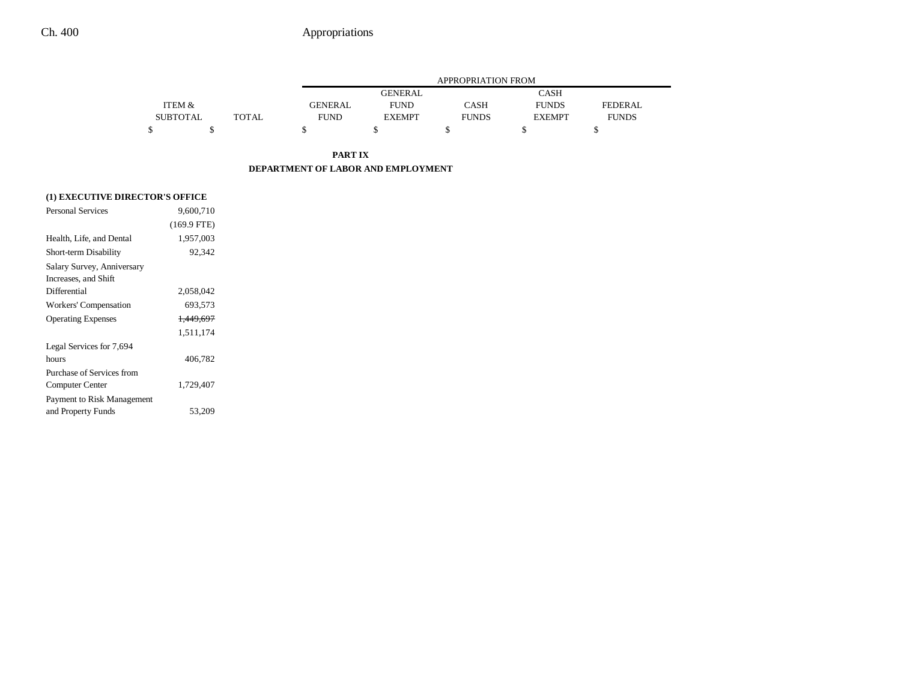| | ITEM & SUBTOTAL | TOTAL | GENERAL FUND | GENERAL FUND EXEMPT | CASH FUNDS | CASH FUNDS EXEMPT | FEDERAL FUNDS |
|---|---|---|---|---|---|---|---|
| | | | APPROPRIATION FROM | | | | |
| | $ | $ | $ | $ | $ | $ | $ |

**PART IX**

**DEPARTMENT OF LABOR AND EMPLOYMENT**

| | ITEM & SUBTOTAL | TOTAL | GENERAL FUND | GENERAL FUND EXEMPT | CASH FUNDS | CASH FUNDS EXEMPT | FEDERAL FUNDS |
|---|---|---|---|---|---|---|---|
| **(1) EXECUTIVE DIRECTOR'S OFFICE** | | | | | | | |
| Personal Services | 9,600,710 | | | | | | |
| | (169.9 FTE) | | | | | | |
| Health, Life, and Dental | 1,957,003 | | | | | | |
| Short-term Disability | 92,342 | | | | | | |
| Salary Survey, Anniversary Increases, and Shift Differential | 2,058,042 | | | | | | |
| Workers' Compensation | 693,573 | | | | | | |
| Operating Expenses | ~~1,449,697~~ | | | | | | |
| | 1,511,174 | | | | | | |
| Legal Services for 7,694 hours | 406,782 | | | | | | |
| Purchase of Services from Computer Center | 1,729,407 | | | | | | |
| Payment to Risk Management and Property Funds | 53,209 | | | | | | |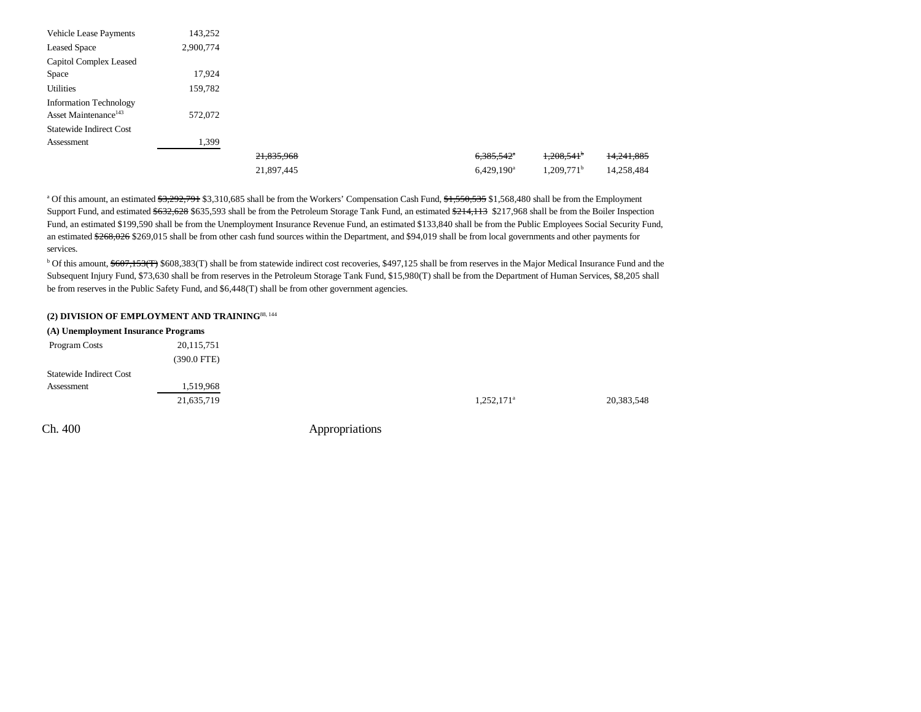| | | | | | | | |
|---|---|---|---|---|---|---|---|
| Vehicle Lease Payments | 143,252 | | | | | | |
| Leased Space | 2,900,774 | | | | | | |
| Capitol Complex Leased Space | 17,924 | | | | | | |
| Utilities | 159,782 | | | | | | |
| Information Technology Asset Maintenance[143] | 572,072 | | | | | | |
| Statewide Indirect Cost Assessment | 1,399 | | | | | | |
| | | ~~21,835,968~~ | | | ~~6,385,542~~[a] | ~~1,208,541~~[b] | ~~14,241,885~~ |
| | | 21,897,445 | | | 6,429,190[a] | 1,209,771[b] | 14,258,484 |

[a] Of this amount, an estimated ~~$3,292,791~~ $3,310,685 shall be from the Workers' Compensation Cash Fund, ~~$1,550,535~~ $1,568,480 shall be from the Employment Support Fund, and estimated ~~$632,628~~ $635,593 shall be from the Petroleum Storage Tank Fund, an estimated ~~$214,113~~ $217,968 shall be from the Boiler Inspection Fund, an estimated $199,590 shall be from the Unemployment Insurance Revenue Fund, an estimated $133,840 shall be from the Public Employees Social Security Fund, an estimated ~~$268,026~~ $269,015 shall be from other cash fund sources within the Department, and $94,019 shall be from local governments and other payments for services.

[b] Of this amount, ~~$607,153(T)~~ $608,383(T) shall be from statewide indirect cost recoveries, $497,125 shall be from reserves in the Major Medical Insurance Fund and the Subsequent Injury Fund, $73,630 shall be from reserves in the Petroleum Storage Tank Fund, $15,980(T) shall be from the Department of Human Services, $8,205 shall be from reserves in the Public Safety Fund, and $6,448(T) shall be from other government agencies.

**(2) DIVISION OF EMPLOYMENT AND TRAINING**[88, 144]

**(A) Unemployment Insurance Programs**

| | | | | | | | |
|---|---|---|---|---|---|---|---|
| Program Costs | 20,115,751 | | | | | | |
| | (390.0 FTE) | | | | | | |
| Statewide Indirect Cost Assessment | 1,519,968 | | | | | | |
| | 21,635,719 | | | | 1,252,171[a] | | 20,383,548 |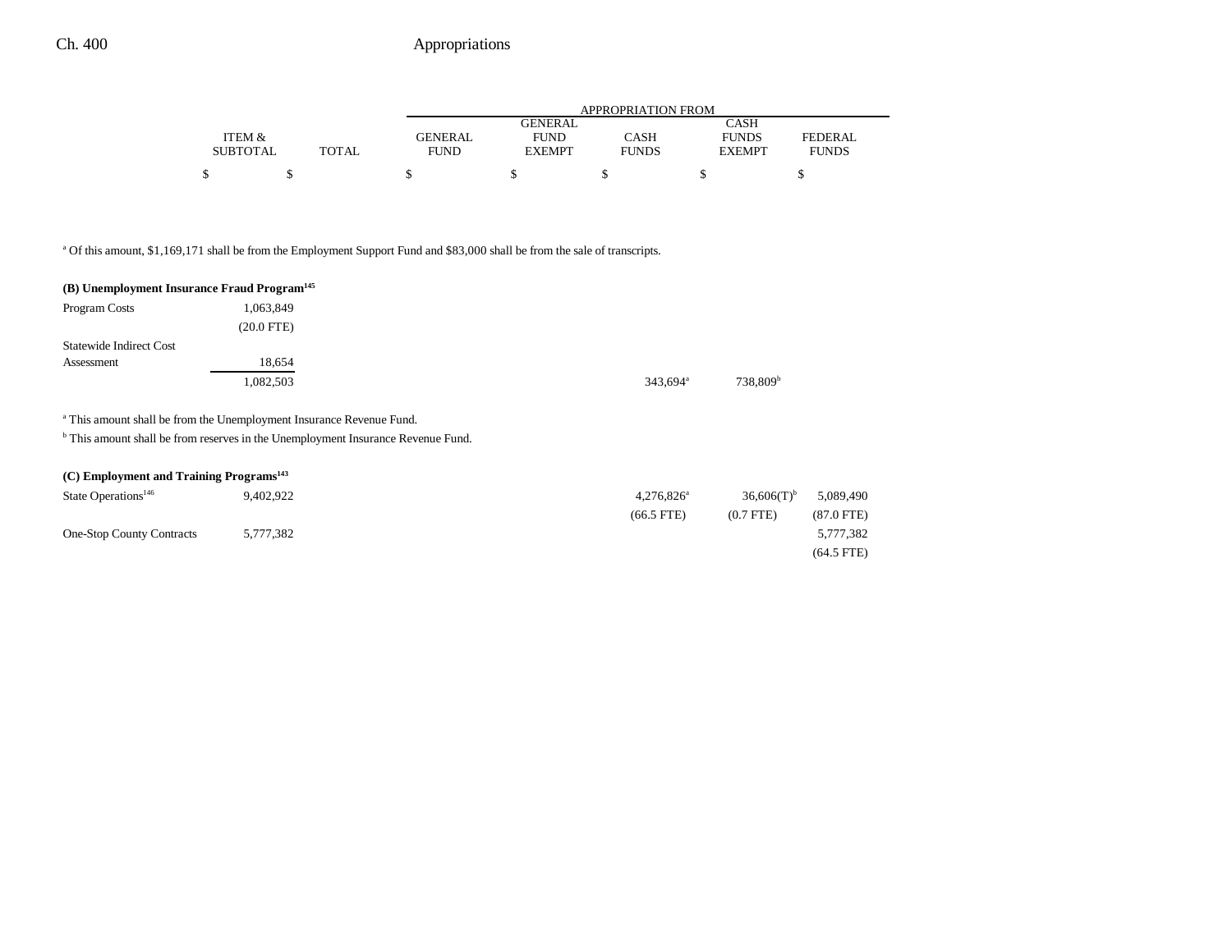| | ITEM & SUBTOTAL | TOTAL | GENERAL FUND | GENERAL FUND EXEMPT | CASH FUNDS | CASH FUNDS EXEMPT | FEDERAL FUNDS |
|---|---|---|---|---|---|---|---|
| | $ | $ | $ | $ | $ | $ | $ |

[a] Of this amount, $1,169,171 shall be from the Employment Support Fund and $83,000 shall be from the sale of transcripts.

**(B) Unemployment Insurance Fraud Program[145]**

| | ITEM & SUBTOTAL | TOTAL | GENERAL FUND | GENERAL FUND EXEMPT | CASH FUNDS | CASH FUNDS EXEMPT | FEDERAL FUNDS |
|---|---|---|---|---|---|---|---|
| Program Costs | 1,063,849 | | | | | | |
| | (20.0 FTE) | | | | | | |
| Statewide Indirect Cost Assessment | 18,654 | | | | | | |
| | 1,082,503 | | | | 343,694[a] | 738,809[b] | |

[a] This amount shall be from the Unemployment Insurance Revenue Fund.

[b] This amount shall be from reserves in the Unemployment Insurance Revenue Fund.

**(C) Employment and Training Programs[143]**

| | ITEM & SUBTOTAL | TOTAL | GENERAL FUND | GENERAL FUND EXEMPT | CASH FUNDS | CASH FUNDS EXEMPT | FEDERAL FUNDS |
|---|---|---|---|---|---|---|---|
| State Operations[146] | 9,402,922 | | | | 4,276,826[a] | 36,606(T)[b] | 5,089,490 |
| | | | | | (66.5 FTE) | (0.7 FTE) | (87.0 FTE) |
| One-Stop County Contracts | 5,777,382 | | | | | | 5,777,382 |
| | | | | | | | (64.5 FTE) |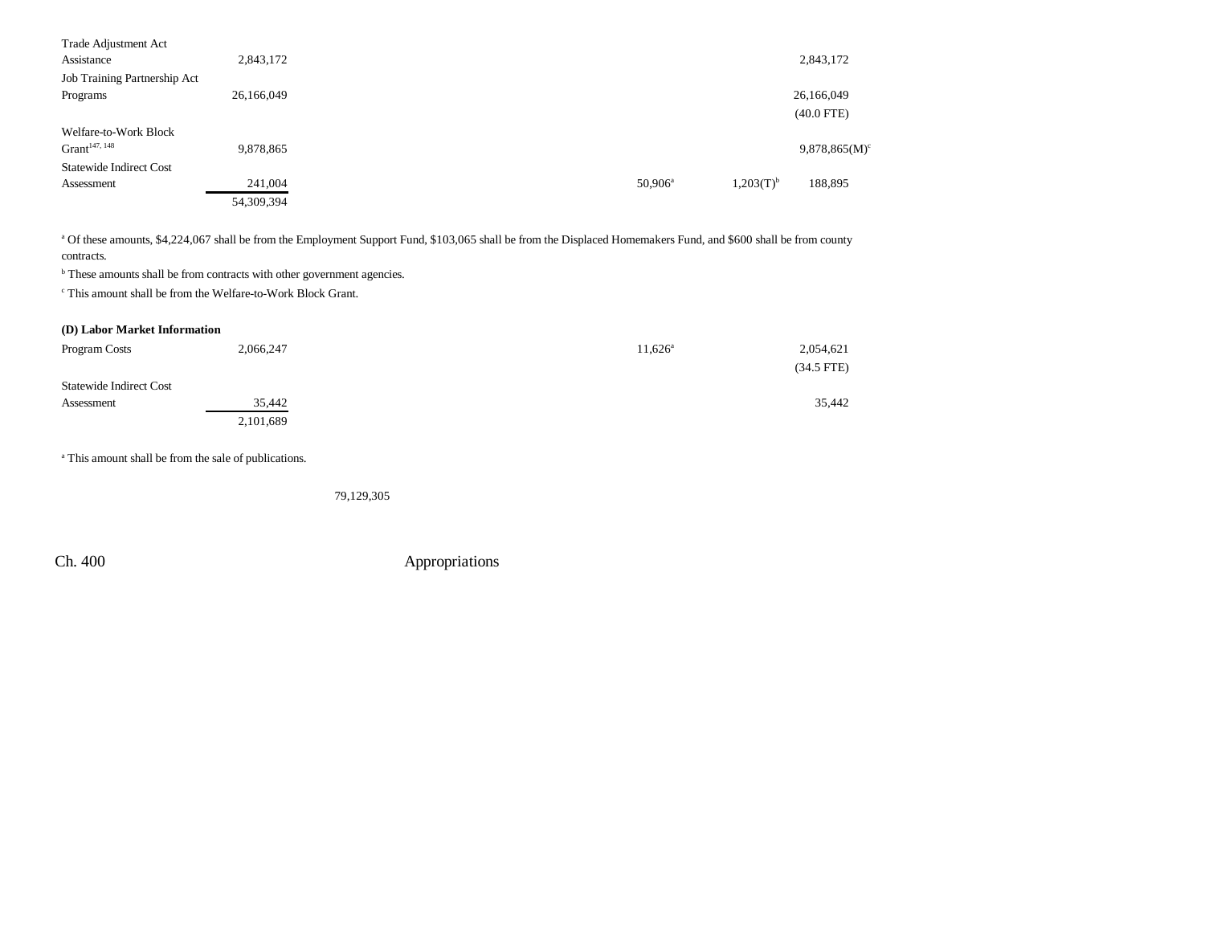| | | | | | | | |
|---|---|---|---|---|---|---|---|
| Trade Adjustment Act Assistance | 2,843,172 | | | | | | 2,843,172 |
| Job Training Partnership Act Programs | 26,166,049 | | | | | | 26,166,049 (40.0 FTE) |
| Welfare-to-Work Block Grant[147, 148] | 9,878,865 | | | | | | 9,878,865(M)[c] |
| Statewide Indirect Cost Assessment | 241,004 | | | | 50,906[a] | 1,203(T)[b] | 188,895 |
| | 54,309,394 | | | | | | |

[a] Of these amounts, $4,224,067 shall be from the Employment Support Fund, $103,065 shall be from the Displaced Homemakers Fund, and $600 shall be from county contracts.

[b] These amounts shall be from contracts with other government agencies.

[c] This amount shall be from the Welfare-to-Work Block Grant.

**(D) Labor Market Information**

| | | | | | | | |
|---|---|---|---|---|---|---|---|
| Program Costs | 2,066,247 | | | | 11,626[a] | | 2,054,621 (34.5 FTE) |
| Statewide Indirect Cost Assessment | 35,442 | | | | | | 35,442 |
| | 2,101,689 | | | | | | |

[a] This amount shall be from the sale of publications.

79,129,305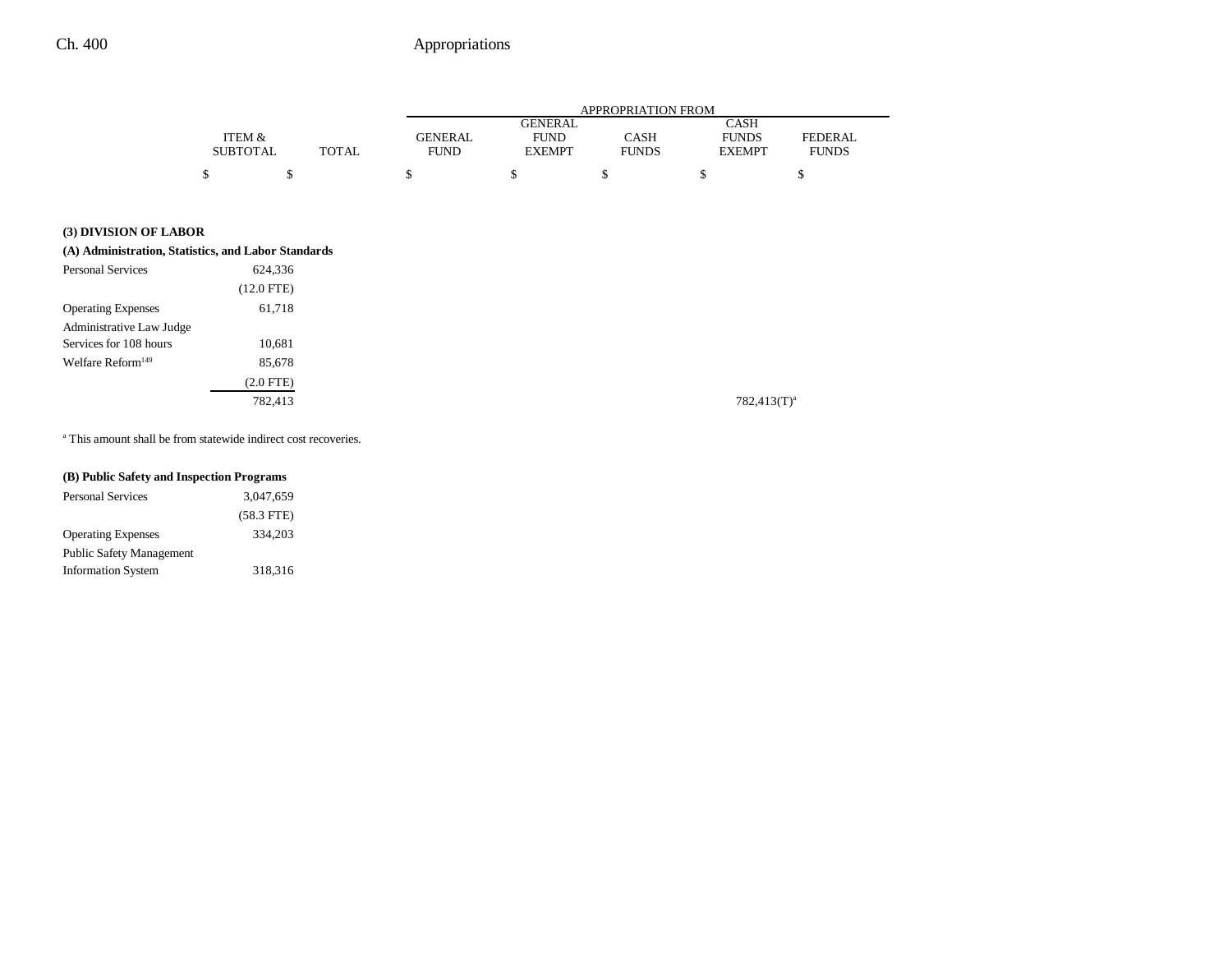| | ITEM & SUBTOTAL | TOTAL | APPROPRIATION FROM GENERAL FUND | GENERAL FUND EXEMPT | CASH FUNDS | CASH FUNDS EXEMPT | FEDERAL FUNDS |
|---|---|---|---|---|---|---|---|
| | $ | $ | $ | $ | $ | $ | $ |
| **(3) DIVISION OF LABOR** | | | | | | | |
| **(A) Administration, Statistics, and Labor Standards** | | | | | | | |
| Personal Services | 624,336 | | | | | | |
| | (12.0 FTE) | | | | | | |
| Operating Expenses | 61,718 | | | | | | |
| Administrative Law Judge Services for 108 hours | 10,681 | | | | | | |
| Welfare Reform[149] | 85,678 | | | | | | |
| | (2.0 FTE) | | | | | | |
| | 782,413 | | | | | 782,413(T)[a] | |

[a] This amount shall be from statewide indirect cost recoveries.

| | ITEM & SUBTOTAL | TOTAL | GENERAL FUND | GENERAL FUND EXEMPT | CASH FUNDS | CASH FUNDS EXEMPT | FEDERAL FUNDS |
|---|---|---|---|---|---|---|---|
| **(B) Public Safety and Inspection Programs** | | | | | | | |
| Personal Services | 3,047,659 | | | | | | |
| | (58.3 FTE) | | | | | | |
| Operating Expenses | 334,203 | | | | | | |
| Public Safety Management Information System | 318,316 | | | | | | |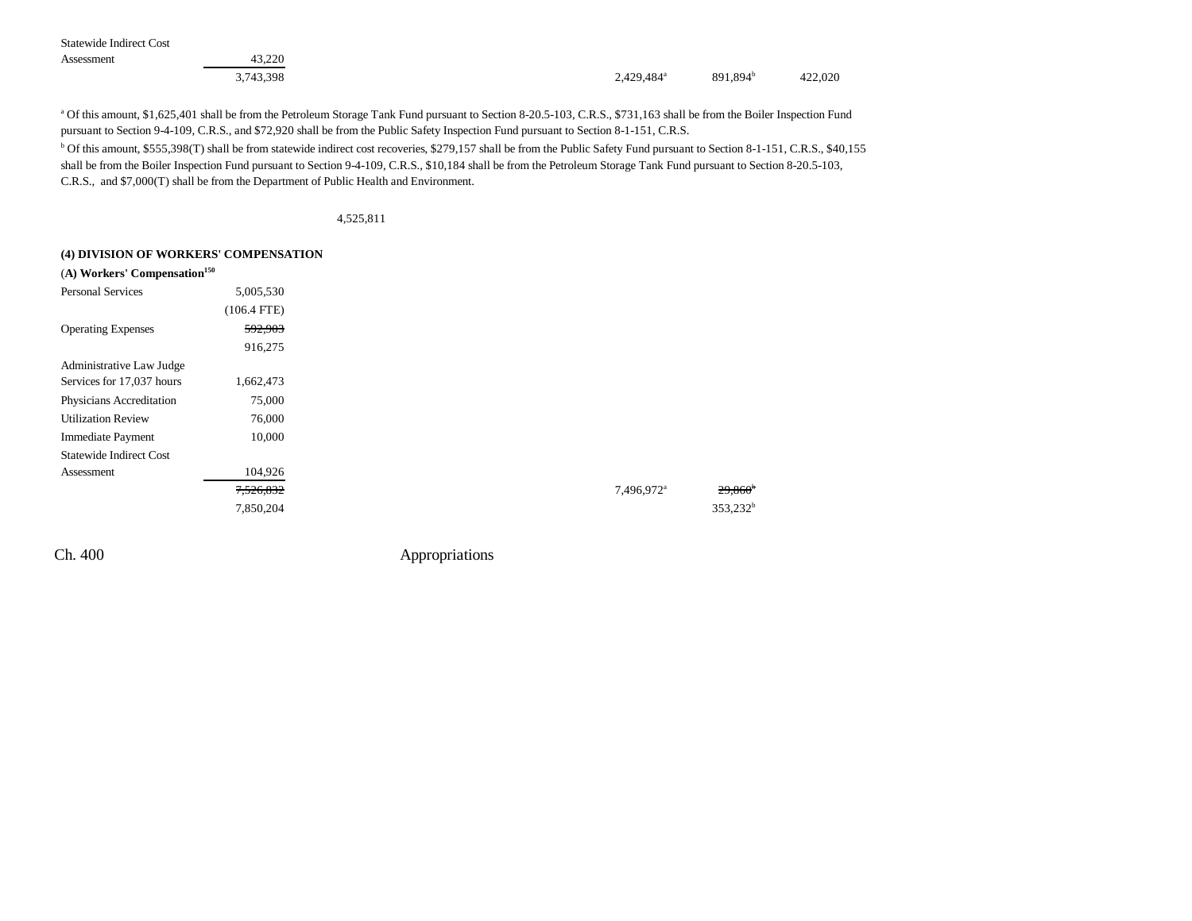| | | | | | | |
|---|---|---|---|---|---|---|
| Statewide Indirect Cost Assessment | 43,220 | | | | | |
| | 3,743,398 | | | 2,429,484[a] | 891,894[b] | 422,020 |

[a] Of this amount, $1,625,401 shall be from the Petroleum Storage Tank Fund pursuant to Section 8-20.5-103, C.R.S., $731,163 shall be from the Boiler Inspection Fund pursuant to Section 9-4-109, C.R.S., and $72,920 shall be from the Public Safety Inspection Fund pursuant to Section 8-1-151, C.R.S.

[b] Of this amount, $555,398(T) shall be from statewide indirect cost recoveries, $279,157 shall be from the Public Safety Fund pursuant to Section 8-1-151, C.R.S., $40,155 shall be from the Boiler Inspection Fund pursuant to Section 9-4-109, C.R.S., $10,184 shall be from the Petroleum Storage Tank Fund pursuant to Section 8-20.5-103, C.R.S., and $7,000(T) shall be from the Department of Public Health and Environment.

4,525,811

**(4) DIVISION OF WORKERS' COMPENSATION**

**(A) Workers' Compensation[150]**

| | | | | | | |
|---|---|---|---|---|---|---|
| Personal Services | 5,005,530 | | | | | |
| | (106.4 FTE) | | | | | |
| Operating Expenses | ~~592,903~~ | | | | | |
| | 916,275 | | | | | |
| Administrative Law Judge Services for 17,037 hours | 1,662,473 | | | | | |
| Physicians Accreditation | 75,000 | | | | | |
| Utilization Review | 76,000 | | | | | |
| Immediate Payment | 10,000 | | | | | |
| Statewide Indirect Cost Assessment | 104,926 | | | | | |
| | ~~7,526,832~~ | | | 7,496,972[a] | ~~29,860~~[b] | |
| | 7,850,204 | | | | 353,232[b] | |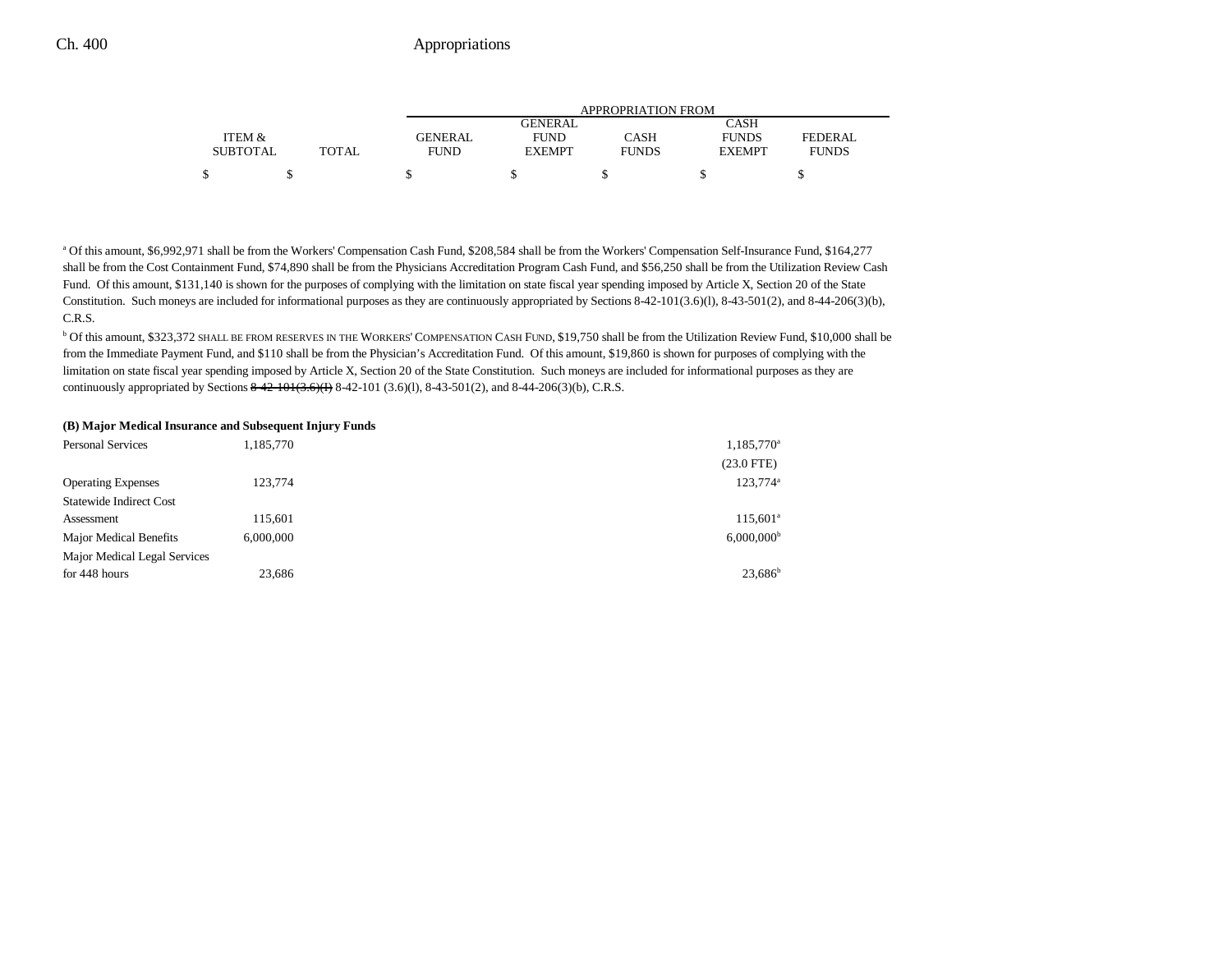| | | | | | | | |
|---|---|---|---|---|---|---|---|
| | | | APPROPRIATION FROM | | | | |
| ITEM & SUBTOTAL | TOTAL | GENERAL FUND | GENERAL FUND EXEMPT | CASH FUNDS | CASH FUNDS EXEMPT | FEDERAL FUNDS |
| $ | $ | $ | $ | $ | $ | $ |

[a] Of this amount, $6,992,971 shall be from the Workers' Compensation Cash Fund, $208,584 shall be from the Workers' Compensation Self-Insurance Fund, $164,277 shall be from the Cost Containment Fund, $74,890 shall be from the Physicians Accreditation Program Cash Fund, and $56,250 shall be from the Utilization Review Cash Fund. Of this amount, $131,140 is shown for the purposes of complying with the limitation on state fiscal year spending imposed by Article X, Section 20 of the State Constitution. Such moneys are included for informational purposes as they are continuously appropriated by Sections 8-42-101(3.6)(l), 8-43-501(2), and 8-44-206(3)(b), C.R.S.

[b] Of this amount, $323,372 SHALL BE FROM RESERVES IN THE WORKERS' COMPENSATION CASH FUND, $19,750 shall be from the Utilization Review Fund, $10,000 shall be from the Immediate Payment Fund, and $110 shall be from the Physician's Accreditation Fund. Of this amount, $19,860 is shown for purposes of complying with the limitation on state fiscal year spending imposed by Article X, Section 20 of the State Constitution. Such moneys are included for informational purposes as they are continuously appropriated by Sections ~~8-42-101(3.6)(l)~~ 8-42-101 (3.6)(l), 8-43-501(2), and 8-44-206(3)(b), C.R.S.

**(B) Major Medical Insurance and Subsequent Injury Funds**

| | ITEM & SUBTOTAL | TOTAL | GENERAL FUND | GENERAL FUND EXEMPT | CASH FUNDS | CASH FUNDS EXEMPT | FEDERAL FUNDS |
|---|---|---|---|---|---|---|---|
| Personal Services | 1,185,770 | | | | | 1,185,770[a] (23.0 FTE) | |
| Operating Expenses | 123,774 | | | | | 123,774[a] | |
| Statewide Indirect Cost Assessment | 115,601 | | | | | 115,601[a] | |
| Major Medical Benefits | 6,000,000 | | | | | 6,000,000[b] | |
| Major Medical Legal Services for 448 hours | 23,686 | | | | | 23,686[b] | |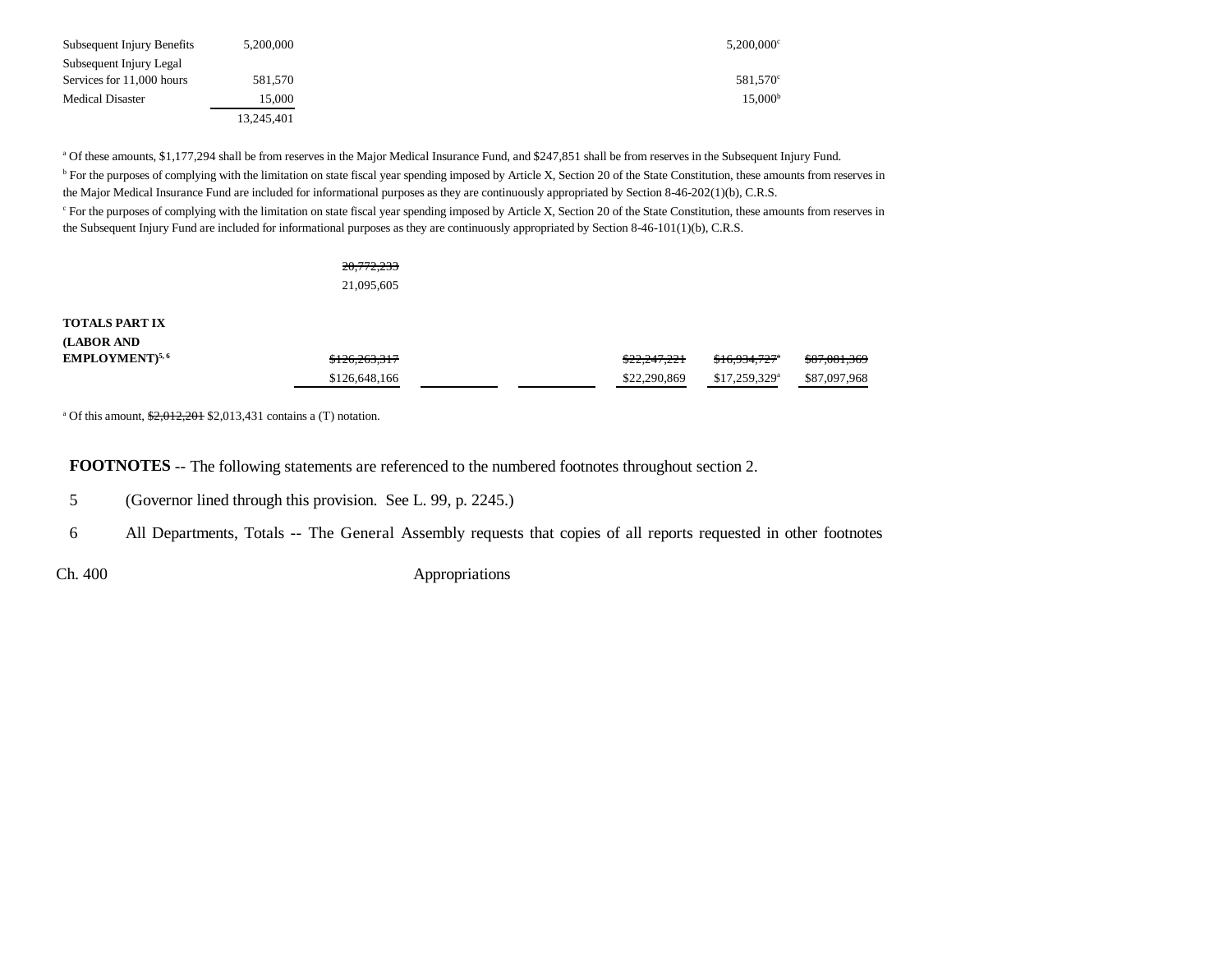| | | | | | | |
|---|---|---|---|---|---|---|
| Subsequent Injury Benefits | 5,200,000 | | | | 5,200,000[c] | |
| Subsequent Injury Legal Services for 11,000 hours | 581,570 | | | | 581,570[c] | |
| Medical Disaster | 15,000 | | | | 15,000[b] | |
| | 13,245,401 | | | | | |

[a] Of these amounts, $1,177,294 shall be from reserves in the Major Medical Insurance Fund, and $247,851 shall be from reserves in the Subsequent Injury Fund.

[b] For the purposes of complying with the limitation on state fiscal year spending imposed by Article X, Section 20 of the State Constitution, these amounts from reserves in the Major Medical Insurance Fund are included for informational purposes as they are continuously appropriated by Section 8-46-202(1)(b), C.R.S.

[c] For the purposes of complying with the limitation on state fiscal year spending imposed by Article X, Section 20 of the State Constitution, these amounts from reserves in the Subsequent Injury Fund are included for informational purposes as they are continuously appropriated by Section 8-46-101(1)(b), C.R.S.

| | | | | | | |
|---|---|---|---|---|---|---|
| | ~~20,772,233~~ 21,095,605 | | | | | |
| **TOTALS PART IX (LABOR AND EMPLOYMENT)**[5, 6] | ~~$126,263,317~~ $126,648,166 | | | ~~$22,247,221~~ $22,290,869 | ~~$16,934,727~~[a] $17,259,329[a] | ~~$87,081,369~~ $87,097,968 |

[a] Of this amount, ~~$2,012,201~~ $2,013,431 contains a (T) notation.

**FOOTNOTES** -- The following statements are referenced to the numbered footnotes throughout section 2.

5 (Governor lined through this provision. See L. 99, p. 2245.)

6 All Departments, Totals -- The General Assembly requests that copies of all reports requested in other footnotes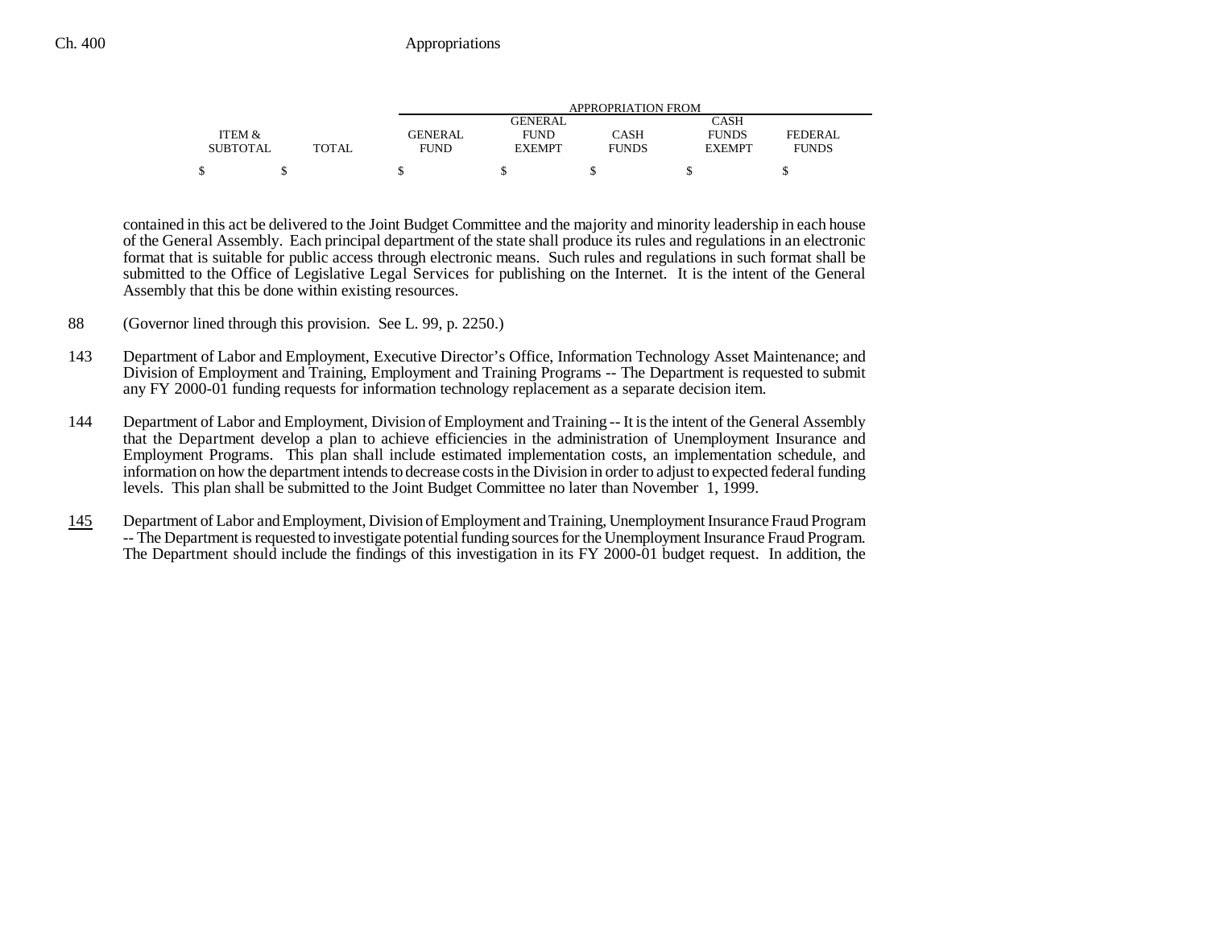| | | | APPROPRIATION FROM | | | | |
|---|---|---|---|---|---|---|---|
| ITEM & SUBTOTAL | TOTAL | | GENERAL FUND | GENERAL FUND EXEMPT | CASH FUNDS | CASH FUNDS EXEMPT | FEDERAL FUNDS |
| $ | $ | | $ | $ | $ | $ | $ |

contained in this act be delivered to the Joint Budget Committee and the majority and minority leadership in each house of the General Assembly. Each principal department of the state shall produce its rules and regulations in an electronic format that is suitable for public access through electronic means. Such rules and regulations in such format shall be submitted to the Office of Legislative Legal Services for publishing on the Internet. It is the intent of the General Assembly that this be done within existing resources.

88 (Governor lined through this provision. See L. 99, p. 2250.)

143 Department of Labor and Employment, Executive Director's Office, Information Technology Asset Maintenance; and Division of Employment and Training, Employment and Training Programs -- The Department is requested to submit any FY 2000-01 funding requests for information technology replacement as a separate decision item.

144 Department of Labor and Employment, Division of Employment and Training -- It is the intent of the General Assembly that the Department develop a plan to achieve efficiencies in the administration of Unemployment Insurance and Employment Programs. This plan shall include estimated implementation costs, an implementation schedule, and information on how the department intends to decrease costs in the Division in order to adjust to expected federal funding levels. This plan shall be submitted to the Joint Budget Committee no later than November 1, 1999.

145 Department of Labor and Employment, Division of Employment and Training, Unemployment Insurance Fraud Program -- The Department is requested to investigate potential funding sources for the Unemployment Insurance Fraud Program. The Department should include the findings of this investigation in its FY 2000-01 budget request. In addition, the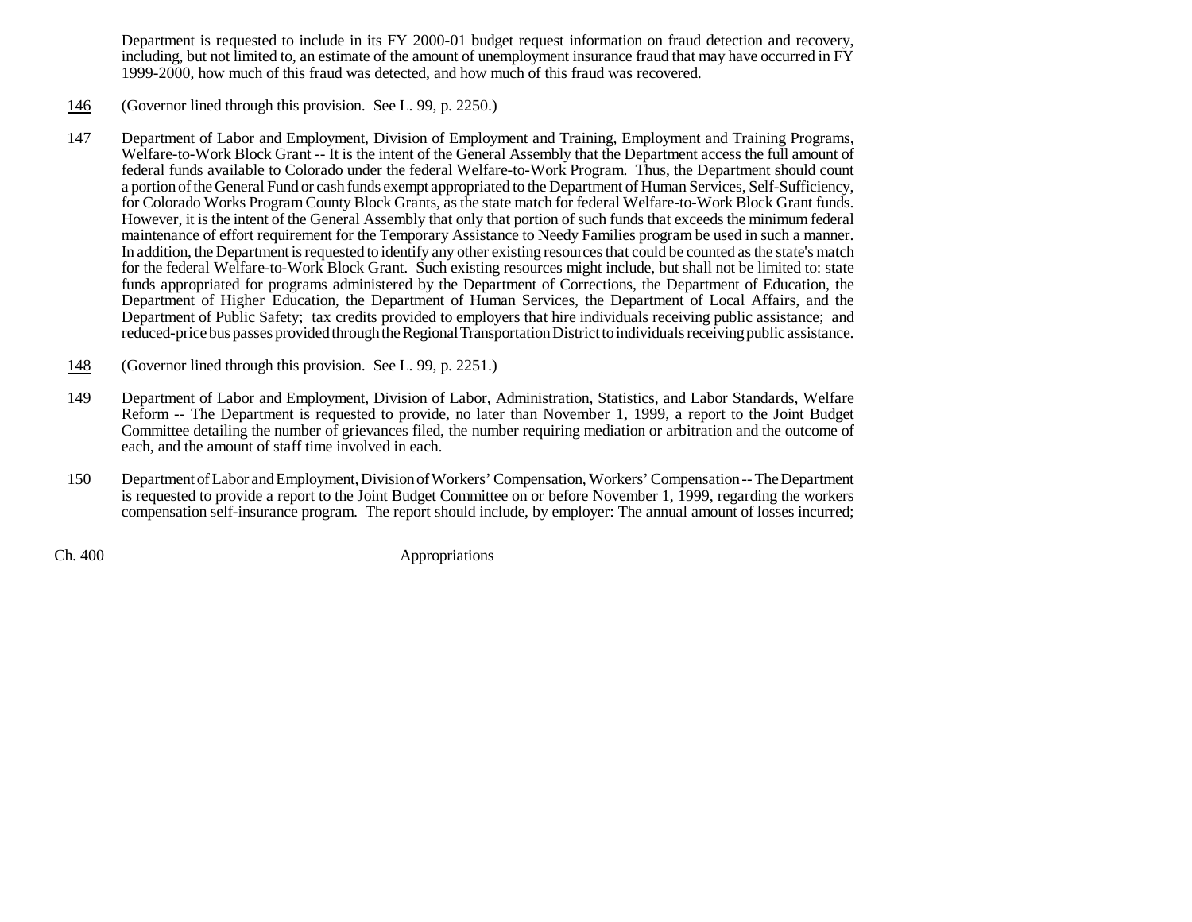Department is requested to include in its FY 2000-01 budget request information on fraud detection and recovery, including, but not limited to, an estimate of the amount of unemployment insurance fraud that may have occurred in FY 1999-2000, how much of this fraud was detected, and how much of this fraud was recovered.

146 (Governor lined through this provision. See L. 99, p. 2250.)

147 Department of Labor and Employment, Division of Employment and Training, Employment and Training Programs, Welfare-to-Work Block Grant -- It is the intent of the General Assembly that the Department access the full amount of federal funds available to Colorado under the federal Welfare-to-Work Program. Thus, the Department should count a portion of the General Fund or cash funds exempt appropriated to the Department of Human Services, Self-Sufficiency, for Colorado Works Program County Block Grants, as the state match for federal Welfare-to-Work Block Grant funds. However, it is the intent of the General Assembly that only that portion of such funds that exceeds the minimum federal maintenance of effort requirement for the Temporary Assistance to Needy Families program be used in such a manner. In addition, the Department is requested to identify any other existing resources that could be counted as the state's match for the federal Welfare-to-Work Block Grant. Such existing resources might include, but shall not be limited to: state funds appropriated for programs administered by the Department of Corrections, the Department of Education, the Department of Higher Education, the Department of Human Services, the Department of Local Affairs, and the Department of Public Safety; tax credits provided to employers that hire individuals receiving public assistance; and reduced-price bus passes provided through the Regional Transportation District to individuals receiving public assistance.

148 (Governor lined through this provision. See L. 99, p. 2251.)

149 Department of Labor and Employment, Division of Labor, Administration, Statistics, and Labor Standards, Welfare Reform -- The Department is requested to provide, no later than November 1, 1999, a report to the Joint Budget Committee detailing the number of grievances filed, the number requiring mediation or arbitration and the outcome of each, and the amount of staff time involved in each.

150 Department of Labor and Employment, Division of Workers' Compensation, Workers' Compensation -- The Department is requested to provide a report to the Joint Budget Committee on or before November 1, 1999, regarding the workers compensation self-insurance program. The report should include, by employer: The annual amount of losses incurred;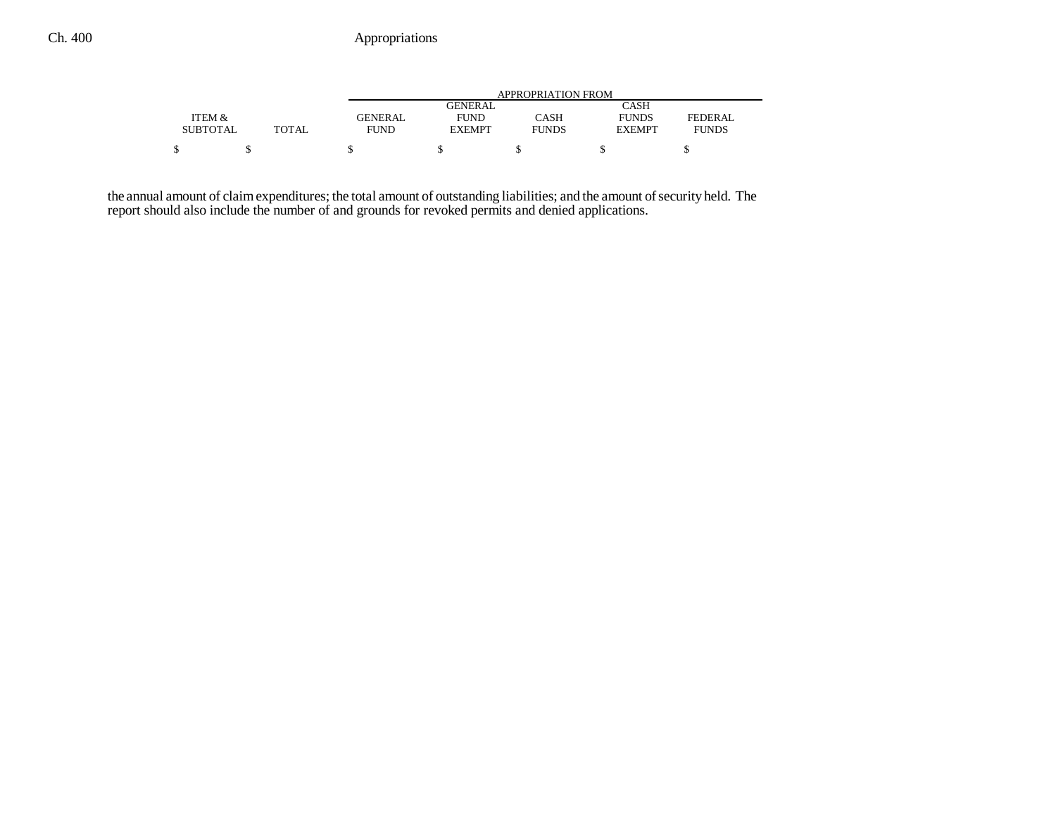| ITEM & SUBTOTAL | TOTAL | GENERAL FUND | GENERAL FUND EXEMPT | CASH FUNDS | CASH FUNDS EXEMPT | FEDERAL FUNDS |
|---|---|---|---|---|---|---|
| $ | $ | $ | $ | $ | $ | $ |

the annual amount of claim expenditures; the total amount of outstanding liabilities; and the amount of security held. The report should also include the number of and grounds for revoked permits and denied applications.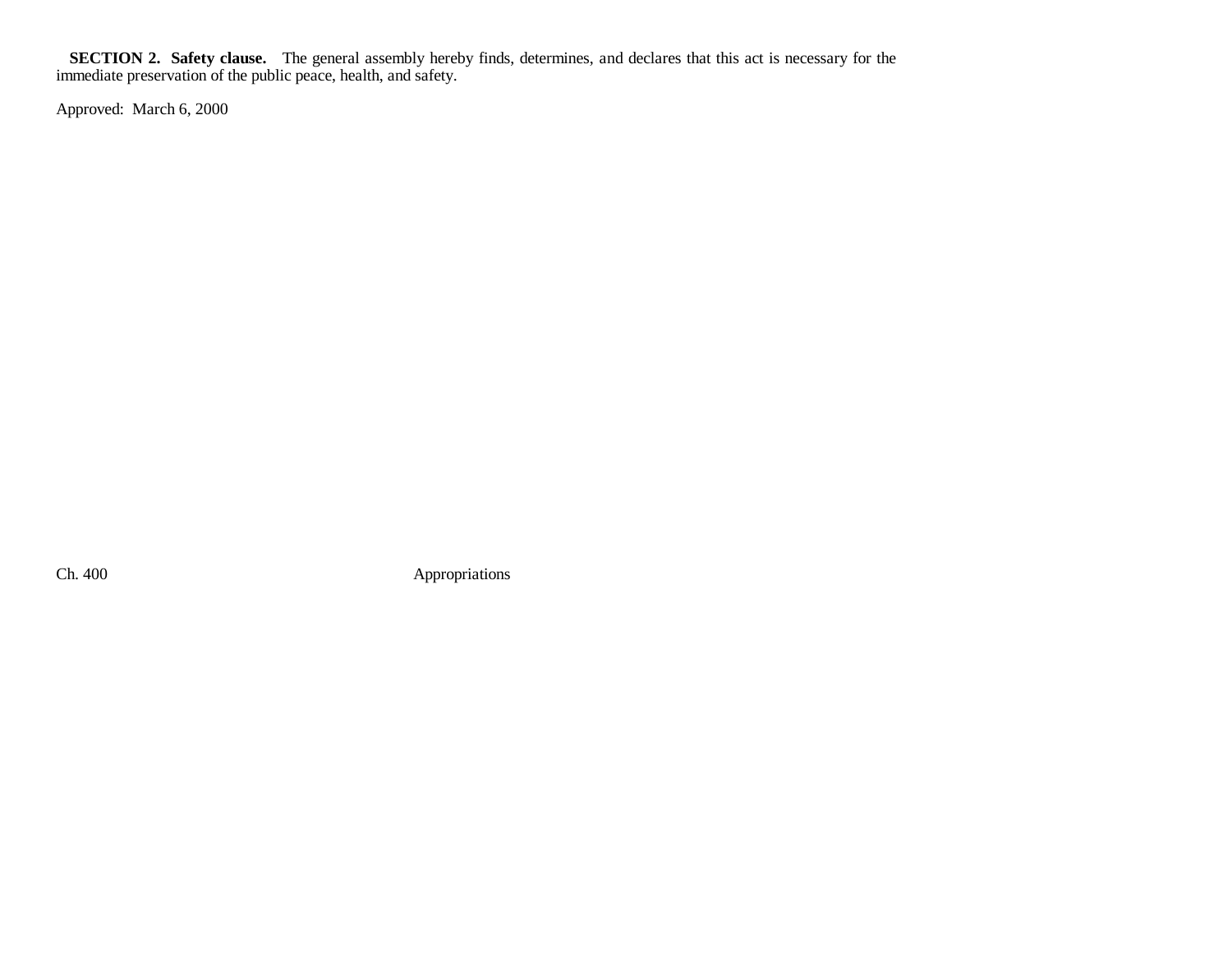**SECTION 2. Safety clause.** The general assembly hereby finds, determines, and declares that this act is necessary for the immediate preservation of the public peace, health, and safety.

Approved: March 6, 2000